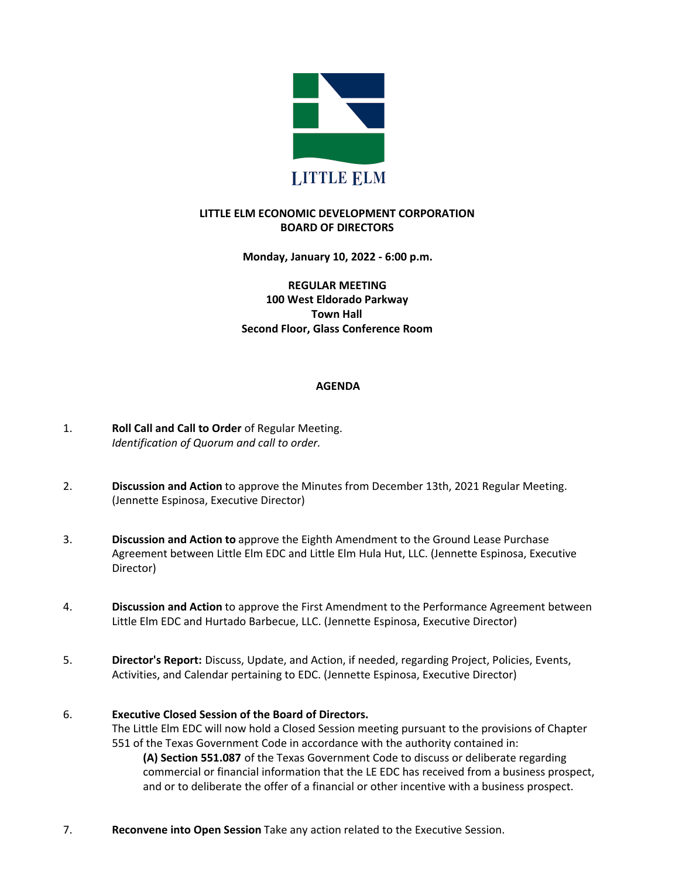LITTLE ELM

**LITTLE ELM ECONOMIC DEVELOPMENT CORPORATION**
**BOARD OF DIRECTORS**

**Monday, January 10, 2022 - 6:00 p.m.**

**REGULAR MEETING**
**100 West Eldorado Parkway**
**Town Hall**
**Second Floor, Glass Conference Room**

# AGENDA

1. **Roll Call and Call to Order** of Regular Meeting.
   *Identification of Quorum and call to order.*

2. **Discussion and Action** to approve the Minutes from December 13th, 2021 Regular Meeting. (Jennette Espinosa, Executive Director)

3. **Discussion and Action to** approve the Eighth Amendment to the Ground Lease Purchase Agreement between Little Elm EDC and Little Elm Hula Hut, LLC. (Jennette Espinosa, Executive Director)

4. **Discussion and Action** to approve the First Amendment to the Performance Agreement between Little Elm EDC and Hurtado Barbecue, LLC. (Jennette Espinosa, Executive Director)

5. **Director's Report:** Discuss, Update, and Action, if needed, regarding Project, Policies, Events, Activities, and Calendar pertaining to EDC. (Jennette Espinosa, Executive Director)

6. **Executive Closed Session of the Board of Directors.**
   The Little Elm EDC will now hold a Closed Session meeting pursuant to the provisions of Chapter 551 of the Texas Government Code in accordance with the authority contained in:
   **(A) Section 551.087** of the Texas Government Code to discuss or deliberate regarding commercial or financial information that the LE EDC has received from a business prospect, and or to deliberate the offer of a financial or other incentive with a business prospect.

7. **Reconvene into Open Session** Take any action related to the Executive Session.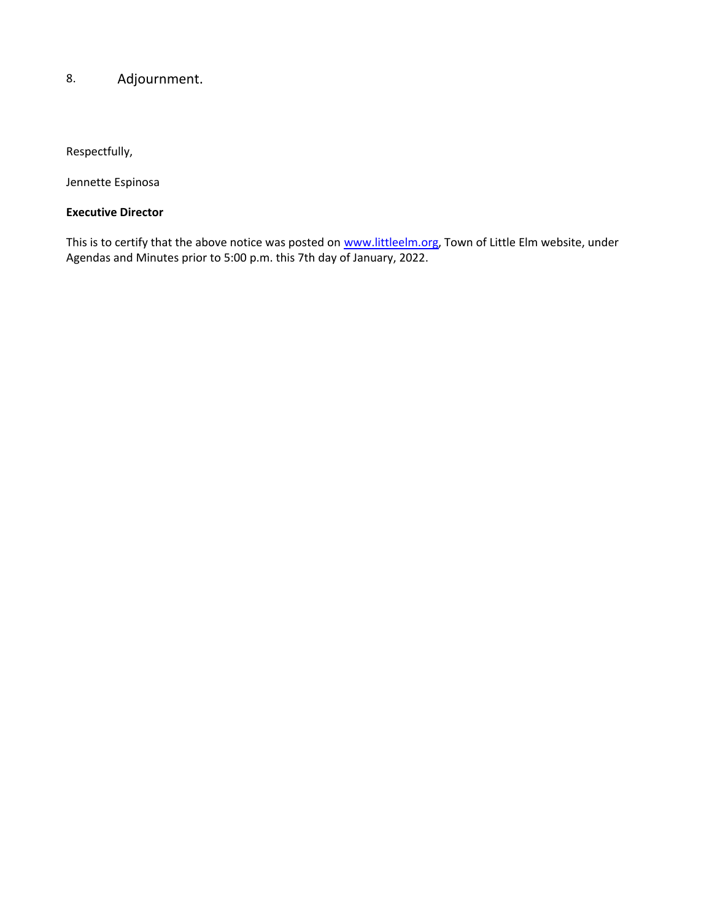8. Adjournment.

Respectfully,

Jennette Espinosa

**Executive Director**

This is to certify that the above notice was posted on www.littleelm.org, Town of Little Elm website, under Agendas and Minutes prior to 5:00 p.m. this 7th day of January, 2022.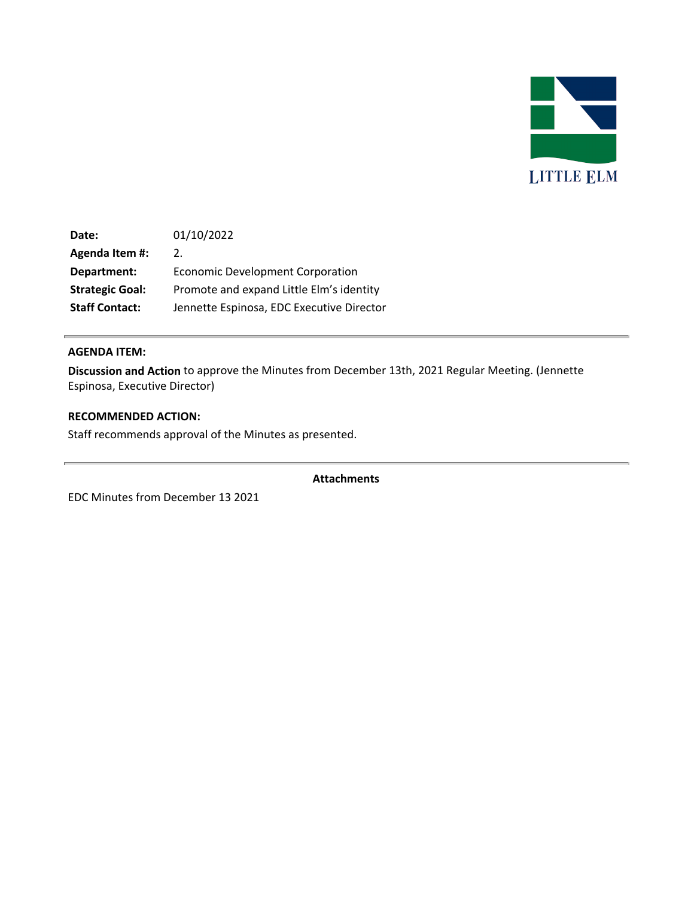LITTLE ELM

| | |
|---|---|
| **Date:** | 01/10/2022 |
| **Agenda Item #:** | 2. |
| **Department:** | Economic Development Corporation |
| **Strategic Goal:** | Promote and expand Little Elm's identity |
| **Staff Contact:** | Jennette Espinosa, EDC Executive Director |

---

**AGENDA ITEM:**

**Discussion and Action** to approve the Minutes from December 13th, 2021 Regular Meeting. (Jennette Espinosa, Executive Director)

**RECOMMENDED ACTION:**

Staff recommends approval of the Minutes as presented.

---

**Attachments**

EDC Minutes from December 13 2021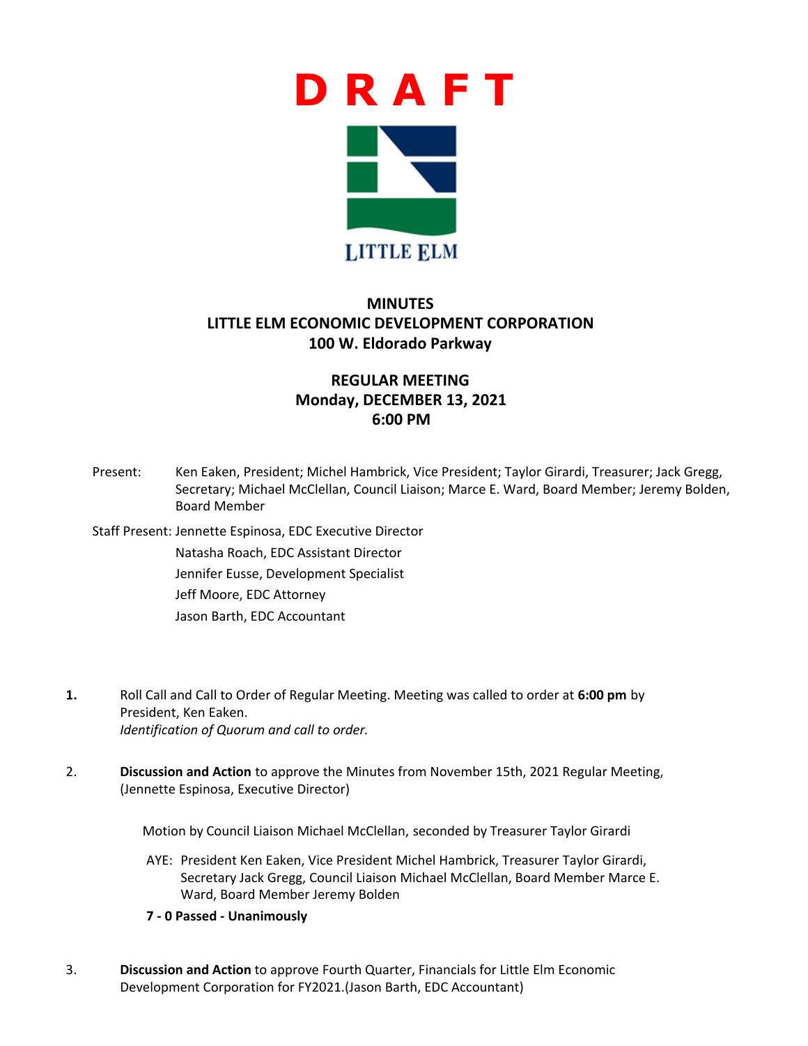# D R A F T

LITTLE ELM

**MINUTES**
**LITTLE ELM ECONOMIC DEVELOPMENT CORPORATION**
**100 W. Eldorado Parkway**

**REGULAR MEETING**
**Monday, DECEMBER 13, 2021**
**6:00 PM**

Present: Ken Eaken, President; Michel Hambrick, Vice President; Taylor Girardi, Treasurer; Jack Gregg, Secretary; Michael McClellan, Council Liaison; Marce E. Ward, Board Member; Jeremy Bolden, Board Member

Staff Present: Jennette Espinosa, EDC Executive Director
Natasha Roach, EDC Assistant Director
Jennifer Eusse, Development Specialist
Jeff Moore, EDC Attorney
Jason Barth, EDC Accountant

**1.** Roll Call and Call to Order of Regular Meeting. Meeting was called to order at **6:00 pm** by President, Ken Eaken.
*Identification of Quorum and call to order.*

2. **Discussion and Action** to approve the Minutes from November 15th, 2021 Regular Meeting, (Jennette Espinosa, Executive Director)

Motion by Council Liaison Michael McClellan, seconded by Treasurer Taylor Girardi

AYE: President Ken Eaken, Vice President Michel Hambrick, Treasurer Taylor Girardi, Secretary Jack Gregg, Council Liaison Michael McClellan, Board Member Marce E. Ward, Board Member Jeremy Bolden

**7 - 0 Passed - Unanimously**

3. **Discussion and Action** to approve Fourth Quarter, Financials for Little Elm Economic Development Corporation for FY2021.(Jason Barth, EDC Accountant)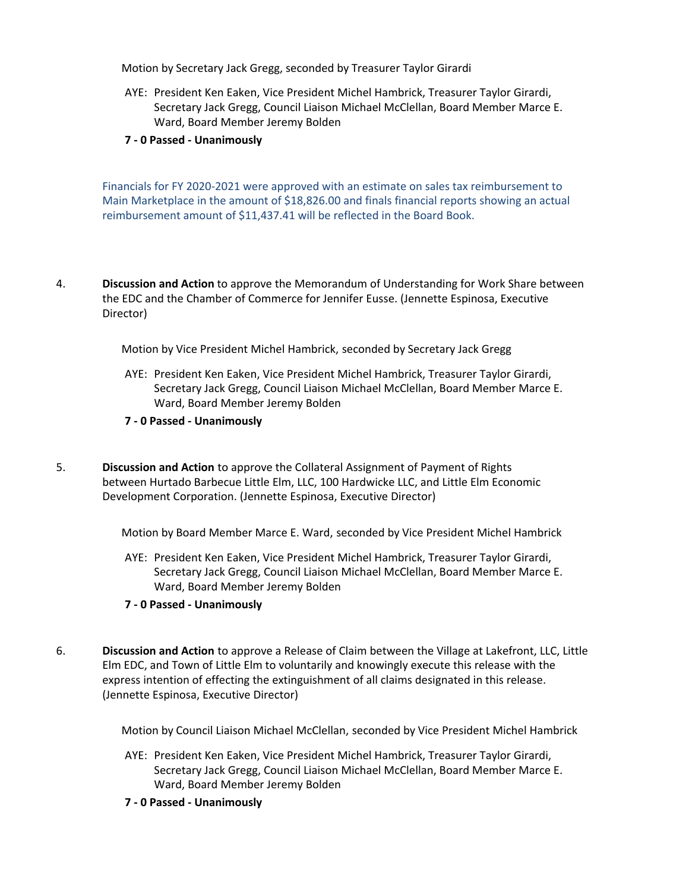Motion by Secretary Jack Gregg, seconded by Treasurer Taylor Girardi

AYE: President Ken Eaken, Vice President Michel Hambrick, Treasurer Taylor Girardi, Secretary Jack Gregg, Council Liaison Michael McClellan, Board Member Marce E. Ward, Board Member Jeremy Bolden

**7 - 0 Passed - Unanimously**

Financials for FY 2020-2021 were approved with an estimate on sales tax reimbursement to Main Marketplace in the amount of $18,826.00 and finals financial reports showing an actual reimbursement amount of $11,437.41 will be reflected in the Board Book.

4. **Discussion and Action** to approve the Memorandum of Understanding for Work Share between the EDC and the Chamber of Commerce for Jennifer Eusse. (Jennette Espinosa, Executive Director)

Motion by Vice President Michel Hambrick, seconded by Secretary Jack Gregg

AYE: President Ken Eaken, Vice President Michel Hambrick, Treasurer Taylor Girardi, Secretary Jack Gregg, Council Liaison Michael McClellan, Board Member Marce E. Ward, Board Member Jeremy Bolden

**7 - 0 Passed - Unanimously**

5. **Discussion and Action** to approve the Collateral Assignment of Payment of Rights between Hurtado Barbecue Little Elm, LLC, 100 Hardwicke LLC, and Little Elm Economic Development Corporation. (Jennette Espinosa, Executive Director)

Motion by Board Member Marce E. Ward, seconded by Vice President Michel Hambrick

AYE: President Ken Eaken, Vice President Michel Hambrick, Treasurer Taylor Girardi, Secretary Jack Gregg, Council Liaison Michael McClellan, Board Member Marce E. Ward, Board Member Jeremy Bolden

**7 - 0 Passed - Unanimously**

6. **Discussion and Action** to approve a Release of Claim between the Village at Lakefront, LLC, Little Elm EDC, and Town of Little Elm to voluntarily and knowingly execute this release with the express intention of effecting the extinguishment of all claims designated in this release. (Jennette Espinosa, Executive Director)

Motion by Council Liaison Michael McClellan, seconded by Vice President Michel Hambrick

AYE: President Ken Eaken, Vice President Michel Hambrick, Treasurer Taylor Girardi, Secretary Jack Gregg, Council Liaison Michael McClellan, Board Member Marce E. Ward, Board Member Jeremy Bolden

**7 - 0 Passed - Unanimously**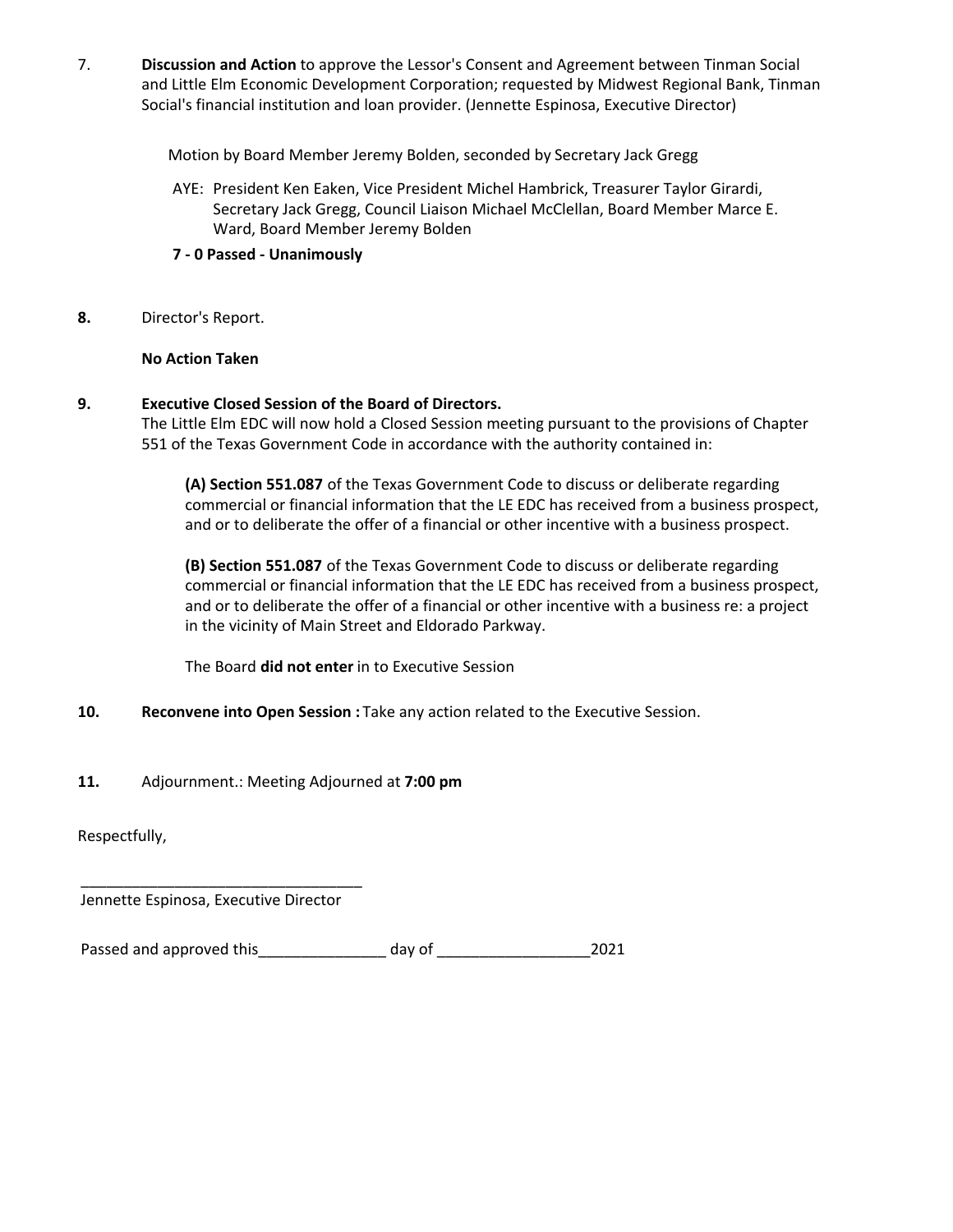7. **Discussion and Action** to approve the Lessor's Consent and Agreement between Tinman Social and Little Elm Economic Development Corporation; requested by Midwest Regional Bank, Tinman Social's financial institution and loan provider. (Jennette Espinosa, Executive Director)

Motion by Board Member Jeremy Bolden, seconded by Secretary Jack Gregg

AYE: President Ken Eaken, Vice President Michel Hambrick, Treasurer Taylor Girardi, Secretary Jack Gregg, Council Liaison Michael McClellan, Board Member Marce E. Ward, Board Member Jeremy Bolden

**7 - 0 Passed - Unanimously**

**8.** Director's Report.

**No Action Taken**

**9. Executive Closed Session of the Board of Directors.**
The Little Elm EDC will now hold a Closed Session meeting pursuant to the provisions of Chapter 551 of the Texas Government Code in accordance with the authority contained in:

**(A) Section 551.087** of the Texas Government Code to discuss or deliberate regarding commercial or financial information that the LE EDC has received from a business prospect, and or to deliberate the offer of a financial or other incentive with a business prospect.

**(B) Section 551.087** of the Texas Government Code to discuss or deliberate regarding commercial or financial information that the LE EDC has received from a business prospect, and or to deliberate the offer of a financial or other incentive with a business re: a project in the vicinity of Main Street and Eldorado Parkway.

The Board **did not enter** in to Executive Session

**10. Reconvene into Open Session :** Take any action related to the Executive Session.

**11.** Adjournment.: Meeting Adjourned at **7:00 pm**

Respectfully,

_________________________________
Jennette Espinosa, Executive Director

Passed and approved this_______________ day of __________________2021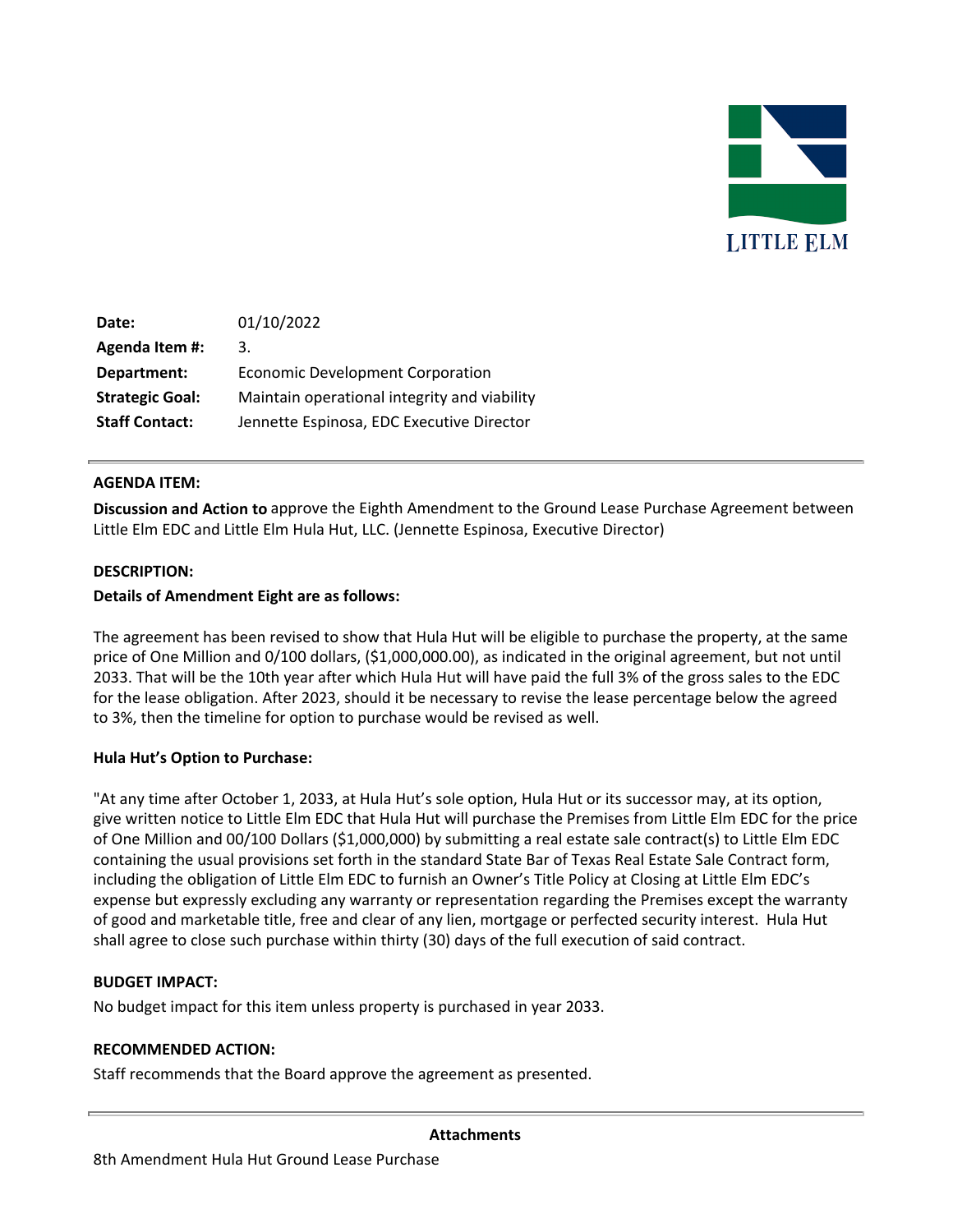LITTLE ELM

| | |
|---|---|
| **Date:** | 01/10/2022 |
| **Agenda Item #:** | 3. |
| **Department:** | Economic Development Corporation |
| **Strategic Goal:** | Maintain operational integrity and viability |
| **Staff Contact:** | Jennette Espinosa, EDC Executive Director |

**AGENDA ITEM:**

**Discussion and Action to** approve the Eighth Amendment to the Ground Lease Purchase Agreement between Little Elm EDC and Little Elm Hula Hut, LLC. (Jennette Espinosa, Executive Director)

**DESCRIPTION:**

**Details of Amendment Eight are as follows:**

The agreement has been revised to show that Hula Hut will be eligible to purchase the property, at the same price of One Million and 0/100 dollars, ($1,000,000.00), as indicated in the original agreement, but not until 2033. That will be the 10th year after which Hula Hut will have paid the full 3% of the gross sales to the EDC for the lease obligation. After 2023, should it be necessary to revise the lease percentage below the agreed to 3%, then the timeline for option to purchase would be revised as well.

**Hula Hut's Option to Purchase:**

"At any time after October 1, 2033, at Hula Hut's sole option, Hula Hut or its successor may, at its option, give written notice to Little Elm EDC that Hula Hut will purchase the Premises from Little Elm EDC for the price of One Million and 00/100 Dollars ($1,000,000) by submitting a real estate sale contract(s) to Little Elm EDC containing the usual provisions set forth in the standard State Bar of Texas Real Estate Sale Contract form, including the obligation of Little Elm EDC to furnish an Owner's Title Policy at Closing at Little Elm EDC's expense but expressly excluding any warranty or representation regarding the Premises except the warranty of good and marketable title, free and clear of any lien, mortgage or perfected security interest. Hula Hut shall agree to close such purchase within thirty (30) days of the full execution of said contract.

**BUDGET IMPACT:**

No budget impact for this item unless property is purchased in year 2033.

**RECOMMENDED ACTION:**

Staff recommends that the Board approve the agreement as presented.

**Attachments**

8th Amendment Hula Hut Ground Lease Purchase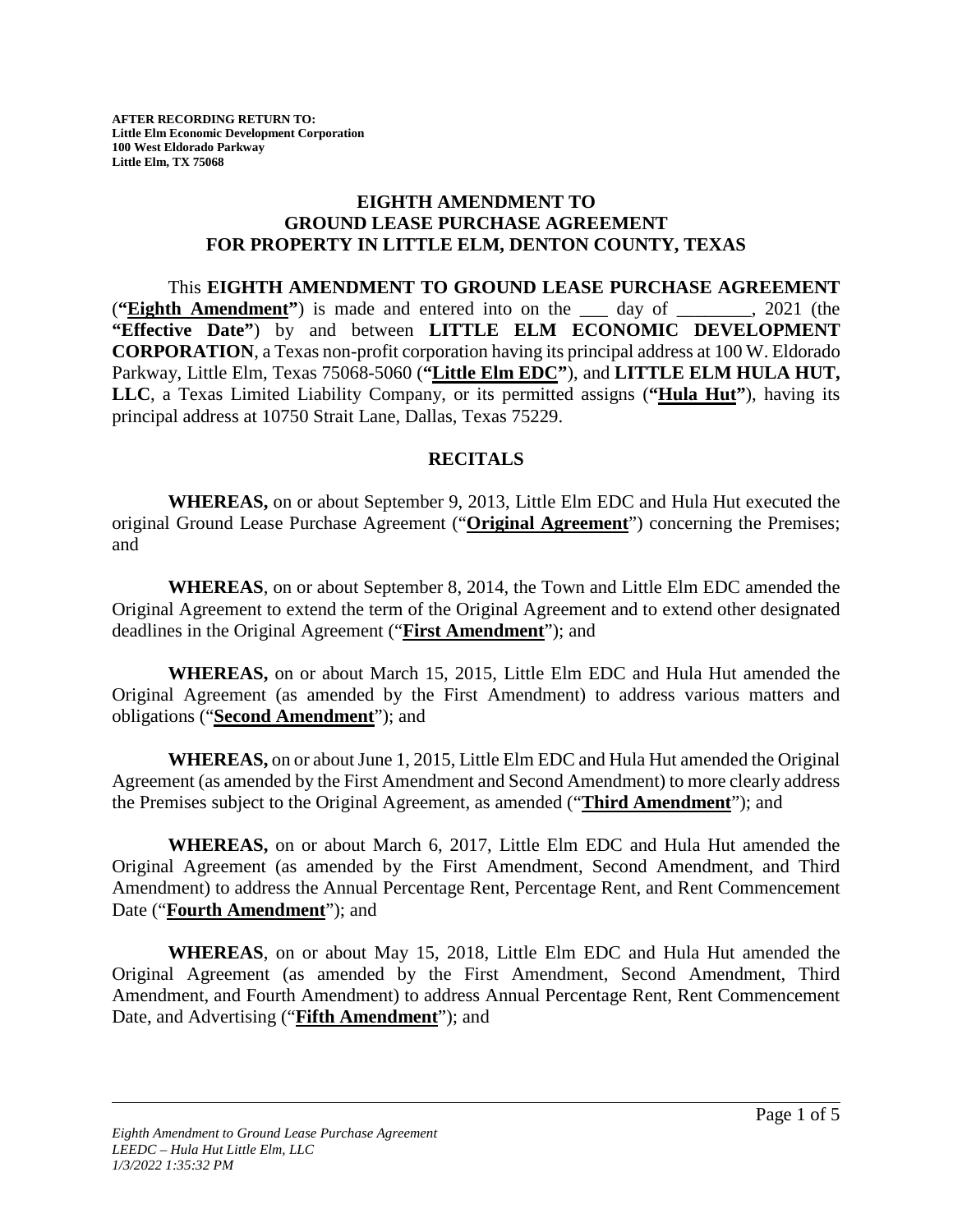**AFTER RECORDING RETURN TO:**
**Little Elm Economic Development Corporation**
**100 West Eldorado Parkway**
**Little Elm, TX 75068**

# EIGHTH AMENDMENT TO GROUND LEASE PURCHASE AGREEMENT FOR PROPERTY IN LITTLE ELM, DENTON COUNTY, TEXAS

This **EIGHTH AMENDMENT TO GROUND LEASE PURCHASE AGREEMENT** (**"Eighth Amendment"**) is made and entered into on the ___ day of ________, 2021 (the **"Effective Date"**) by and between **LITTLE ELM ECONOMIC DEVELOPMENT CORPORATION**, a Texas non-profit corporation having its principal address at 100 W. Eldorado Parkway, Little Elm, Texas 75068-5060 (**"Little Elm EDC"**), and **LITTLE ELM HULA HUT, LLC**, a Texas Limited Liability Company, or its permitted assigns (**"Hula Hut"**), having its principal address at 10750 Strait Lane, Dallas, Texas 75229.

## RECITALS

**WHEREAS,** on or about September 9, 2013, Little Elm EDC and Hula Hut executed the original Ground Lease Purchase Agreement ("**Original Agreement**") concerning the Premises; and

**WHEREAS**, on or about September 8, 2014, the Town and Little Elm EDC amended the Original Agreement to extend the term of the Original Agreement and to extend other designated deadlines in the Original Agreement ("**First Amendment**"); and

**WHEREAS,** on or about March 15, 2015, Little Elm EDC and Hula Hut amended the Original Agreement (as amended by the First Amendment) to address various matters and obligations ("**Second Amendment**"); and

**WHEREAS,** on or about June 1, 2015, Little Elm EDC and Hula Hut amended the Original Agreement (as amended by the First Amendment and Second Amendment) to more clearly address the Premises subject to the Original Agreement, as amended ("**Third Amendment**"); and

**WHEREAS,** on or about March 6, 2017, Little Elm EDC and Hula Hut amended the Original Agreement (as amended by the First Amendment, Second Amendment, and Third Amendment) to address the Annual Percentage Rent, Percentage Rent, and Rent Commencement Date ("**Fourth Amendment**"); and

**WHEREAS**, on or about May 15, 2018, Little Elm EDC and Hula Hut amended the Original Agreement (as amended by the First Amendment, Second Amendment, Third Amendment, and Fourth Amendment) to address Annual Percentage Rent, Rent Commencement Date, and Advertising ("**Fifth Amendment**"); and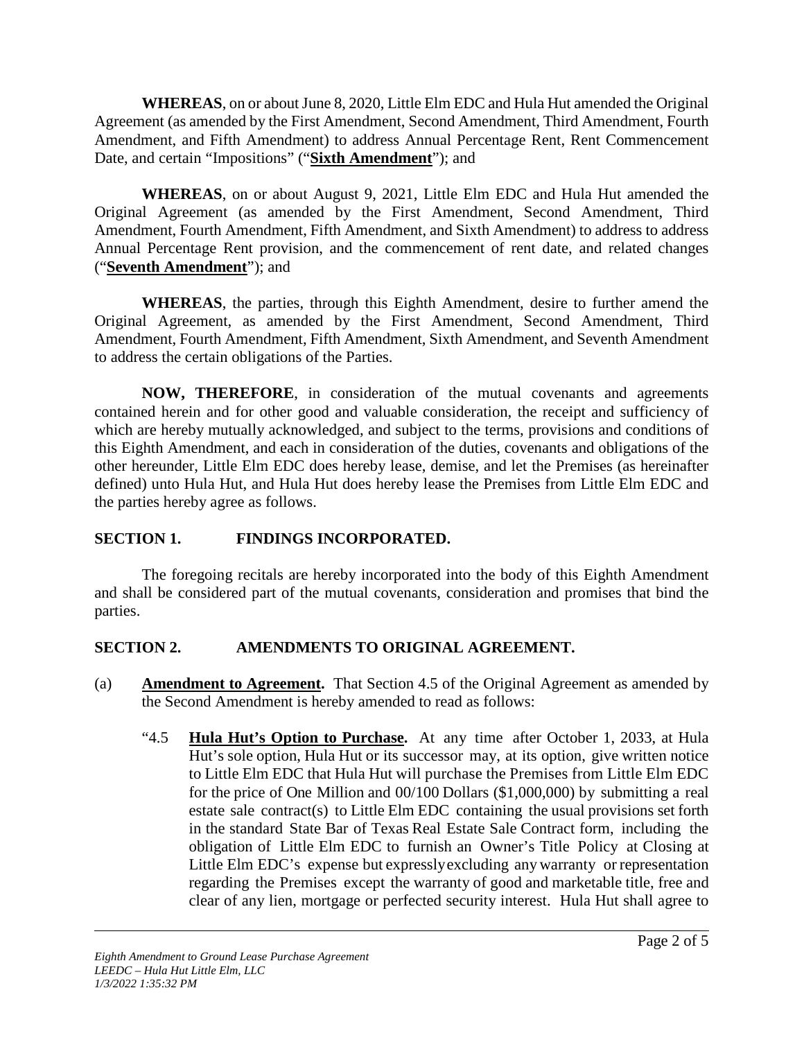**WHEREAS**, on or about June 8, 2020, Little Elm EDC and Hula Hut amended the Original Agreement (as amended by the First Amendment, Second Amendment, Third Amendment, Fourth Amendment, and Fifth Amendment) to address Annual Percentage Rent, Rent Commencement Date, and certain "Impositions" ("**Sixth Amendment**"); and

**WHEREAS**, on or about August 9, 2021, Little Elm EDC and Hula Hut amended the Original Agreement (as amended by the First Amendment, Second Amendment, Third Amendment, Fourth Amendment, Fifth Amendment, and Sixth Amendment) to address to address Annual Percentage Rent provision, and the commencement of rent date, and related changes ("**Seventh Amendment**"); and

**WHEREAS**, the parties, through this Eighth Amendment, desire to further amend the Original Agreement, as amended by the First Amendment, Second Amendment, Third Amendment, Fourth Amendment, Fifth Amendment, Sixth Amendment, and Seventh Amendment to address the certain obligations of the Parties.

**NOW, THEREFORE**, in consideration of the mutual covenants and agreements contained herein and for other good and valuable consideration, the receipt and sufficiency of which are hereby mutually acknowledged, and subject to the terms, provisions and conditions of this Eighth Amendment, and each in consideration of the duties, covenants and obligations of the other hereunder, Little Elm EDC does hereby lease, demise, and let the Premises (as hereinafter defined) unto Hula Hut, and Hula Hut does hereby lease the Premises from Little Elm EDC and the parties hereby agree as follows.

## SECTION 1. FINDINGS INCORPORATED.

The foregoing recitals are hereby incorporated into the body of this Eighth Amendment and shall be considered part of the mutual covenants, consideration and promises that bind the parties.

## SECTION 2. AMENDMENTS TO ORIGINAL AGREEMENT.

(a) **Amendment to Agreement.** That Section 4.5 of the Original Agreement as amended by the Second Amendment is hereby amended to read as follows:

"4.5 **Hula Hut's Option to Purchase.** At any time after October 1, 2033, at Hula Hut's sole option, Hula Hut or its successor may, at its option, give written notice to Little Elm EDC that Hula Hut will purchase the Premises from Little Elm EDC for the price of One Million and 00/100 Dollars ($1,000,000) by submitting a real estate sale contract(s) to Little Elm EDC containing the usual provisions set forth in the standard State Bar of Texas Real Estate Sale Contract form, including the obligation of Little Elm EDC to furnish an Owner's Title Policy at Closing at Little Elm EDC's expense but expressly excluding any warranty or representation regarding the Premises except the warranty of good and marketable title, free and clear of any lien, mortgage or perfected security interest. Hula Hut shall agree to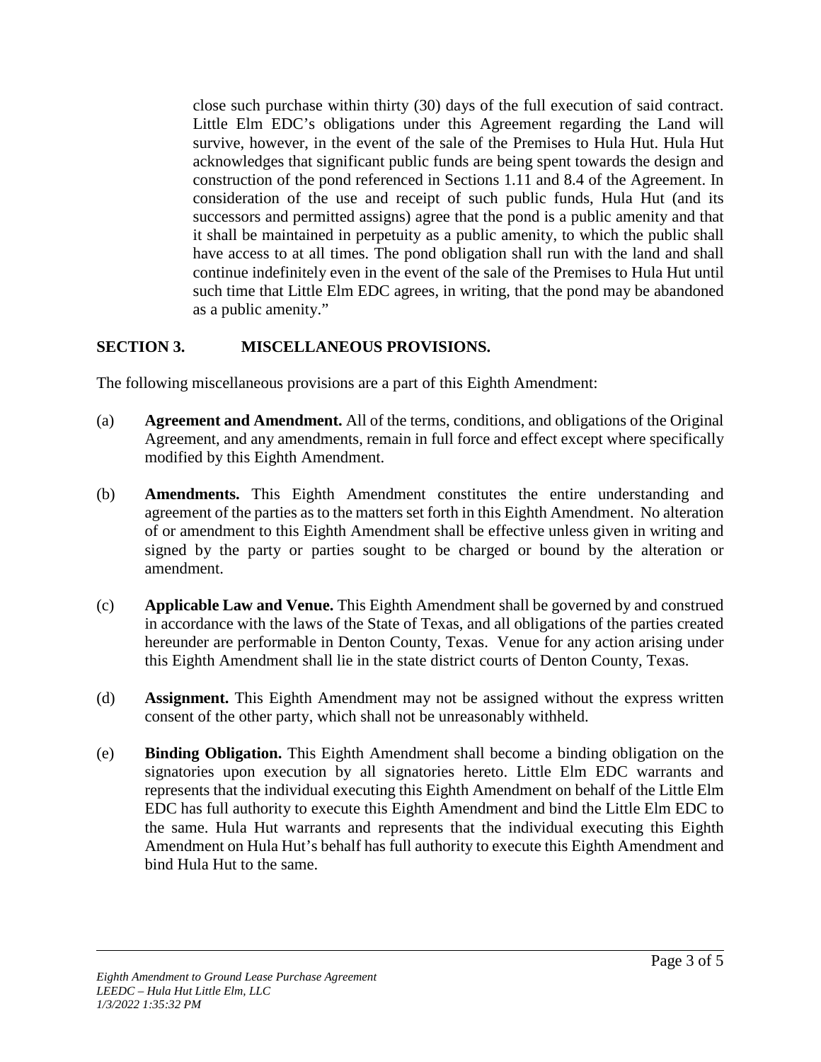close such purchase within thirty (30) days of the full execution of said contract. Little Elm EDC's obligations under this Agreement regarding the Land will survive, however, in the event of the sale of the Premises to Hula Hut. Hula Hut acknowledges that significant public funds are being spent towards the design and construction of the pond referenced in Sections 1.11 and 8.4 of the Agreement. In consideration of the use and receipt of such public funds, Hula Hut (and its successors and permitted assigns) agree that the pond is a public amenity and that it shall be maintained in perpetuity as a public amenity, to which the public shall have access to at all times. The pond obligation shall run with the land and shall continue indefinitely even in the event of the sale of the Premises to Hula Hut until such time that Little Elm EDC agrees, in writing, that the pond may be abandoned as a public amenity."

## SECTION 3. MISCELLANEOUS PROVISIONS.

The following miscellaneous provisions are a part of this Eighth Amendment:

(a) **Agreement and Amendment.** All of the terms, conditions, and obligations of the Original Agreement, and any amendments, remain in full force and effect except where specifically modified by this Eighth Amendment.

(b) **Amendments.** This Eighth Amendment constitutes the entire understanding and agreement of the parties as to the matters set forth in this Eighth Amendment. No alteration of or amendment to this Eighth Amendment shall be effective unless given in writing and signed by the party or parties sought to be charged or bound by the alteration or amendment.

(c) **Applicable Law and Venue.** This Eighth Amendment shall be governed by and construed in accordance with the laws of the State of Texas, and all obligations of the parties created hereunder are performable in Denton County, Texas. Venue for any action arising under this Eighth Amendment shall lie in the state district courts of Denton County, Texas.

(d) **Assignment.** This Eighth Amendment may not be assigned without the express written consent of the other party, which shall not be unreasonably withheld.

(e) **Binding Obligation.** This Eighth Amendment shall become a binding obligation on the signatories upon execution by all signatories hereto. Little Elm EDC warrants and represents that the individual executing this Eighth Amendment on behalf of the Little Elm EDC has full authority to execute this Eighth Amendment and bind the Little Elm EDC to the same. Hula Hut warrants and represents that the individual executing this Eighth Amendment on Hula Hut's behalf has full authority to execute this Eighth Amendment and bind Hula Hut to the same.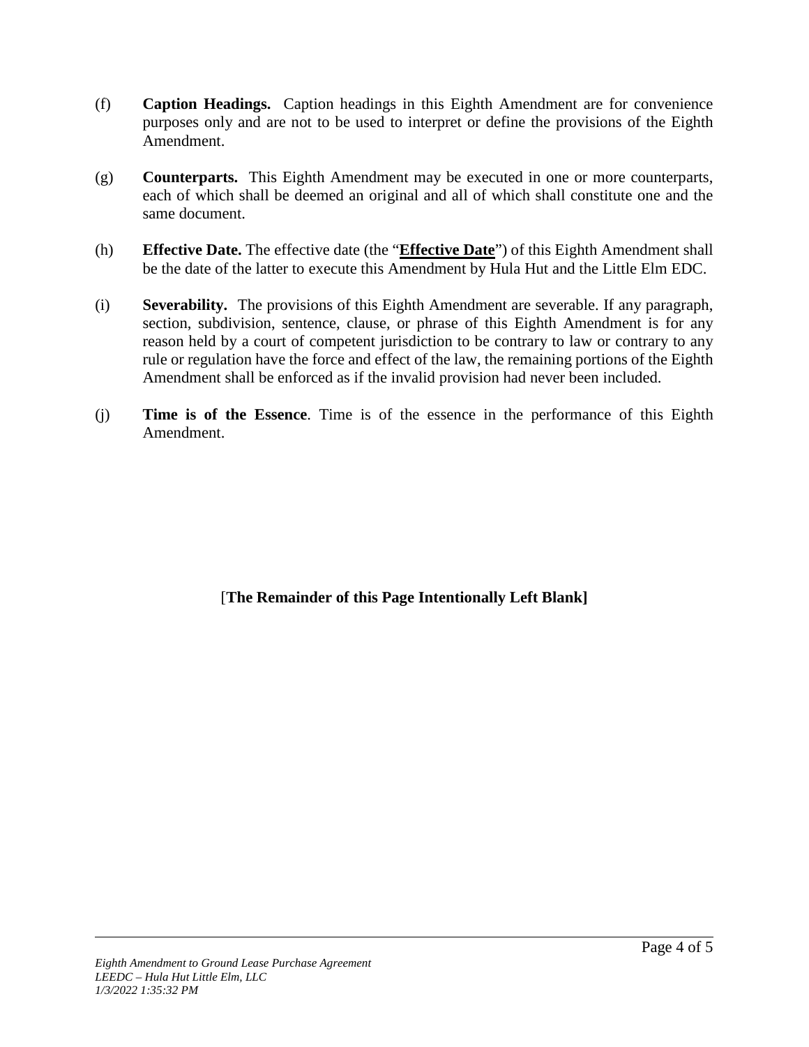(f) **Caption Headings.** Caption headings in this Eighth Amendment are for convenience purposes only and are not to be used to interpret or define the provisions of the Eighth Amendment.

(g) **Counterparts.** This Eighth Amendment may be executed in one or more counterparts, each of which shall be deemed an original and all of which shall constitute one and the same document.

(h) **Effective Date.** The effective date (the "**Effective Date**") of this Eighth Amendment shall be the date of the latter to execute this Amendment by Hula Hut and the Little Elm EDC.

(i) **Severability.** The provisions of this Eighth Amendment are severable. If any paragraph, section, subdivision, sentence, clause, or phrase of this Eighth Amendment is for any reason held by a court of competent jurisdiction to be contrary to law or contrary to any rule or regulation have the force and effect of the law, the remaining portions of the Eighth Amendment shall be enforced as if the invalid provision had never been included.

(j) **Time is of the Essence**. Time is of the essence in the performance of this Eighth Amendment.

[**The Remainder of this Page Intentionally Left Blank]**

*Eighth Amendment to Ground Lease Purchase Agreement*
*LEEDC – Hula Hut Little Elm, LLC*
*1/3/2022 1:35:32 PM*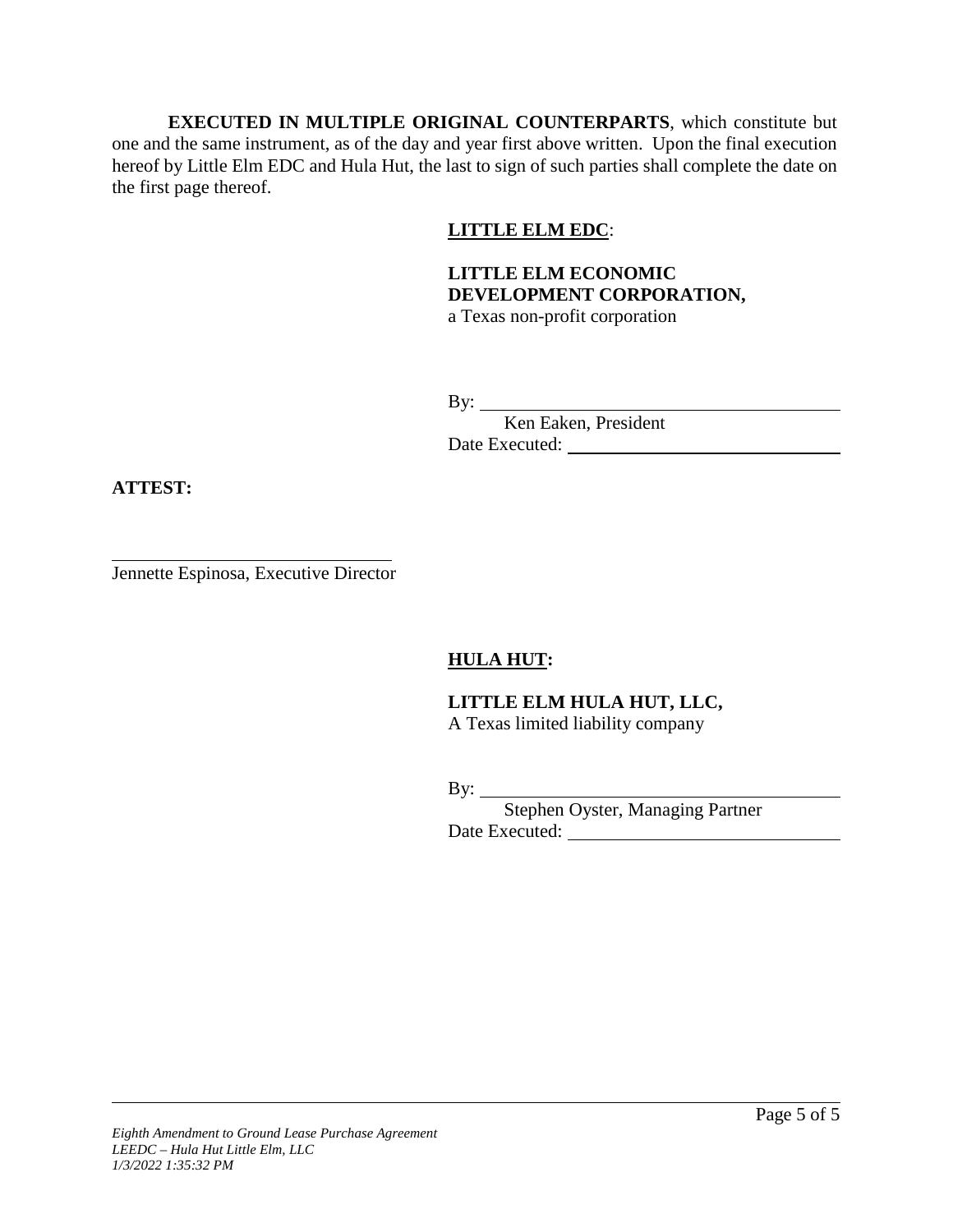**EXECUTED IN MULTIPLE ORIGINAL COUNTERPARTS**, which constitute but one and the same instrument, as of the day and year first above written. Upon the final execution hereof by Little Elm EDC and Hula Hut, the last to sign of such parties shall complete the date on the first page thereof.

**LITTLE ELM EDC**:

**LITTLE ELM ECONOMIC DEVELOPMENT CORPORATION,**
a Texas non-profit corporation

By: ______________________________
Ken Eaken, President
Date Executed: ______________________

**ATTEST:**

______________________________
Jennette Espinosa, Executive Director

**HULA HUT:**

**LITTLE ELM HULA HUT, LLC,**
A Texas limited liability company

By: ______________________________
Stephen Oyster, Managing Partner
Date Executed: ______________________

*Eighth Amendment to Ground Lease Purchase Agreement*
*LEEDC – Hula Hut Little Elm, LLC*
*1/3/2022 1:35:32 PM*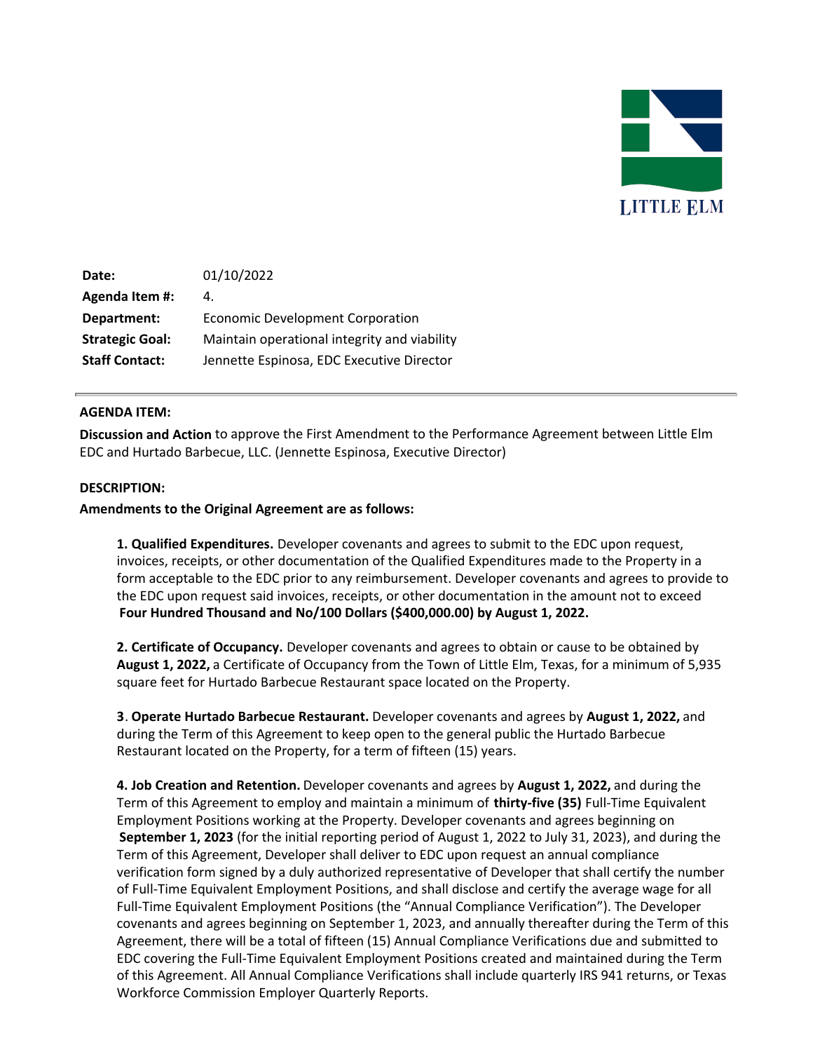LITTLE ELM

| | |
|---|---|
| **Date:** | 01/10/2022 |
| **Agenda Item #:** | 4. |
| **Department:** | Economic Development Corporation |
| **Strategic Goal:** | Maintain operational integrity and viability |
| **Staff Contact:** | Jennette Espinosa, EDC Executive Director |

---

**AGENDA ITEM:**

**Discussion and Action** to approve the First Amendment to the Performance Agreement between Little Elm EDC and Hurtado Barbecue, LLC. (Jennette Espinosa, Executive Director)

**DESCRIPTION:**

**Amendments to the Original Agreement are as follows:**

**1. Qualified Expenditures.** Developer covenants and agrees to submit to the EDC upon request, invoices, receipts, or other documentation of the Qualified Expenditures made to the Property in a form acceptable to the EDC prior to any reimbursement. Developer covenants and agrees to provide to the EDC upon request said invoices, receipts, or other documentation in the amount not to exceed **Four Hundred Thousand and No/100 Dollars ($400,000.00) by August 1, 2022.**

**2. Certificate of Occupancy.** Developer covenants and agrees to obtain or cause to be obtained by **August 1, 2022,** a Certificate of Occupancy from the Town of Little Elm, Texas, for a minimum of 5,935 square feet for Hurtado Barbecue Restaurant space located on the Property.

**3**. **Operate Hurtado Barbecue Restaurant.** Developer covenants and agrees by **August 1, 2022,** and during the Term of this Agreement to keep open to the general public the Hurtado Barbecue Restaurant located on the Property, for a term of fifteen (15) years.

**4. Job Creation and Retention.** Developer covenants and agrees by **August 1, 2022,** and during the Term of this Agreement to employ and maintain a minimum of **thirty-five (35)** Full-Time Equivalent Employment Positions working at the Property. Developer covenants and agrees beginning on **September 1, 2023** (for the initial reporting period of August 1, 2022 to July 31, 2023), and during the Term of this Agreement, Developer shall deliver to EDC upon request an annual compliance verification form signed by a duly authorized representative of Developer that shall certify the number of Full-Time Equivalent Employment Positions, and shall disclose and certify the average wage for all Full-Time Equivalent Employment Positions (the "Annual Compliance Verification"). The Developer covenants and agrees beginning on September 1, 2023, and annually thereafter during the Term of this Agreement, there will be a total of fifteen (15) Annual Compliance Verifications due and submitted to EDC covering the Full-Time Equivalent Employment Positions created and maintained during the Term of this Agreement. All Annual Compliance Verifications shall include quarterly IRS 941 returns, or Texas Workforce Commission Employer Quarterly Reports.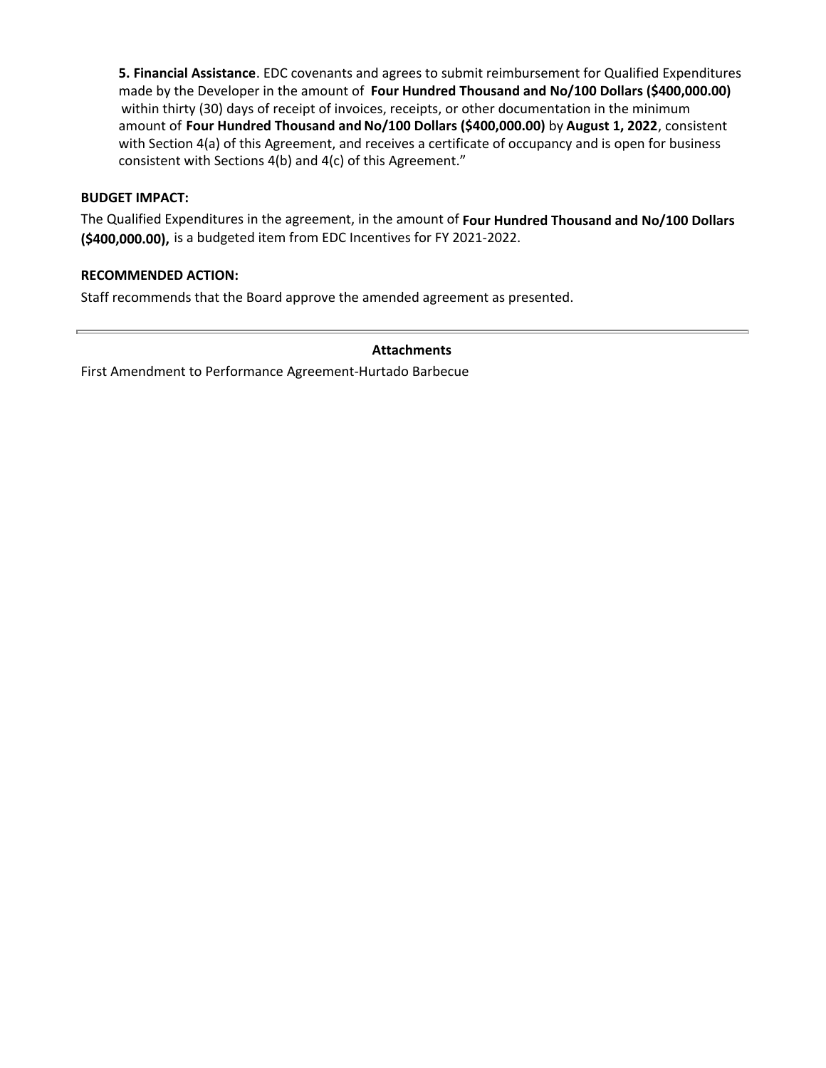**5. Financial Assistance**. EDC covenants and agrees to submit reimbursement for Qualified Expenditures made by the Developer in the amount of **Four Hundred Thousand and No/100 Dollars ($400,000.00)** within thirty (30) days of receipt of invoices, receipts, or other documentation in the minimum amount of **Four Hundred Thousand and No/100 Dollars ($400,000.00)** by **August 1, 2022**, consistent with Section 4(a) of this Agreement, and receives a certificate of occupancy and is open for business consistent with Sections 4(b) and 4(c) of this Agreement."

**BUDGET IMPACT:**

The Qualified Expenditures in the agreement, in the amount of **Four Hundred Thousand and No/100 Dollars ($400,000.00),** is a budgeted item from EDC Incentives for FY 2021-2022.

**RECOMMENDED ACTION:**

Staff recommends that the Board approve the amended agreement as presented.

---

**Attachments**

First Amendment to Performance Agreement-Hurtado Barbecue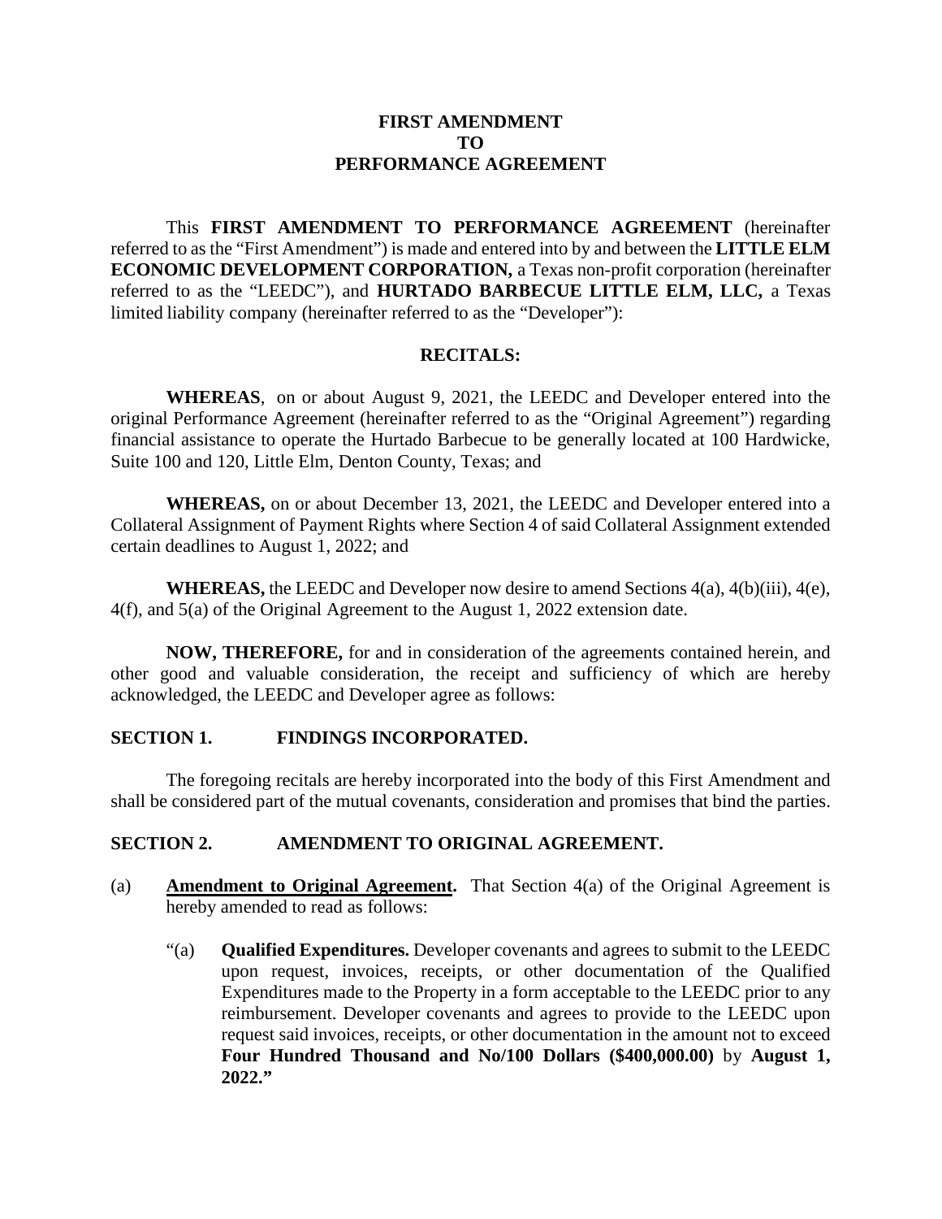# FIRST AMENDMENT
# TO
# PERFORMANCE AGREEMENT

This **FIRST AMENDMENT TO PERFORMANCE AGREEMENT** (hereinafter referred to as the "First Amendment") is made and entered into by and between the **LITTLE ELM ECONOMIC DEVELOPMENT CORPORATION,** a Texas non-profit corporation (hereinafter referred to as the "LEEDC"), and **HURTADO BARBECUE LITTLE ELM, LLC,** a Texas limited liability company (hereinafter referred to as the "Developer"):

## RECITALS:

**WHEREAS**, on or about August 9, 2021, the LEEDC and Developer entered into the original Performance Agreement (hereinafter referred to as the "Original Agreement") regarding financial assistance to operate the Hurtado Barbecue to be generally located at 100 Hardwicke, Suite 100 and 120, Little Elm, Denton County, Texas; and

**WHEREAS,** on or about December 13, 2021, the LEEDC and Developer entered into a Collateral Assignment of Payment Rights where Section 4 of said Collateral Assignment extended certain deadlines to August 1, 2022; and

**WHEREAS,** the LEEDC and Developer now desire to amend Sections 4(a), 4(b)(iii), 4(e), 4(f), and 5(a) of the Original Agreement to the August 1, 2022 extension date.

**NOW, THEREFORE,** for and in consideration of the agreements contained herein, and other good and valuable consideration, the receipt and sufficiency of which are hereby acknowledged, the LEEDC and Developer agree as follows:

## SECTION 1. FINDINGS INCORPORATED.

The foregoing recitals are hereby incorporated into the body of this First Amendment and shall be considered part of the mutual covenants, consideration and promises that bind the parties.

## SECTION 2. AMENDMENT TO ORIGINAL AGREEMENT.

(a) **Amendment to Original Agreement.** That Section 4(a) of the Original Agreement is hereby amended to read as follows:

> "(a) **Qualified Expenditures.** Developer covenants and agrees to submit to the LEEDC upon request, invoices, receipts, or other documentation of the Qualified Expenditures made to the Property in a form acceptable to the LEEDC prior to any reimbursement. Developer covenants and agrees to provide to the LEEDC upon request said invoices, receipts, or other documentation in the amount not to exceed **Four Hundred Thousand and No/100 Dollars ($400,000.00)** by **August 1, 2022."**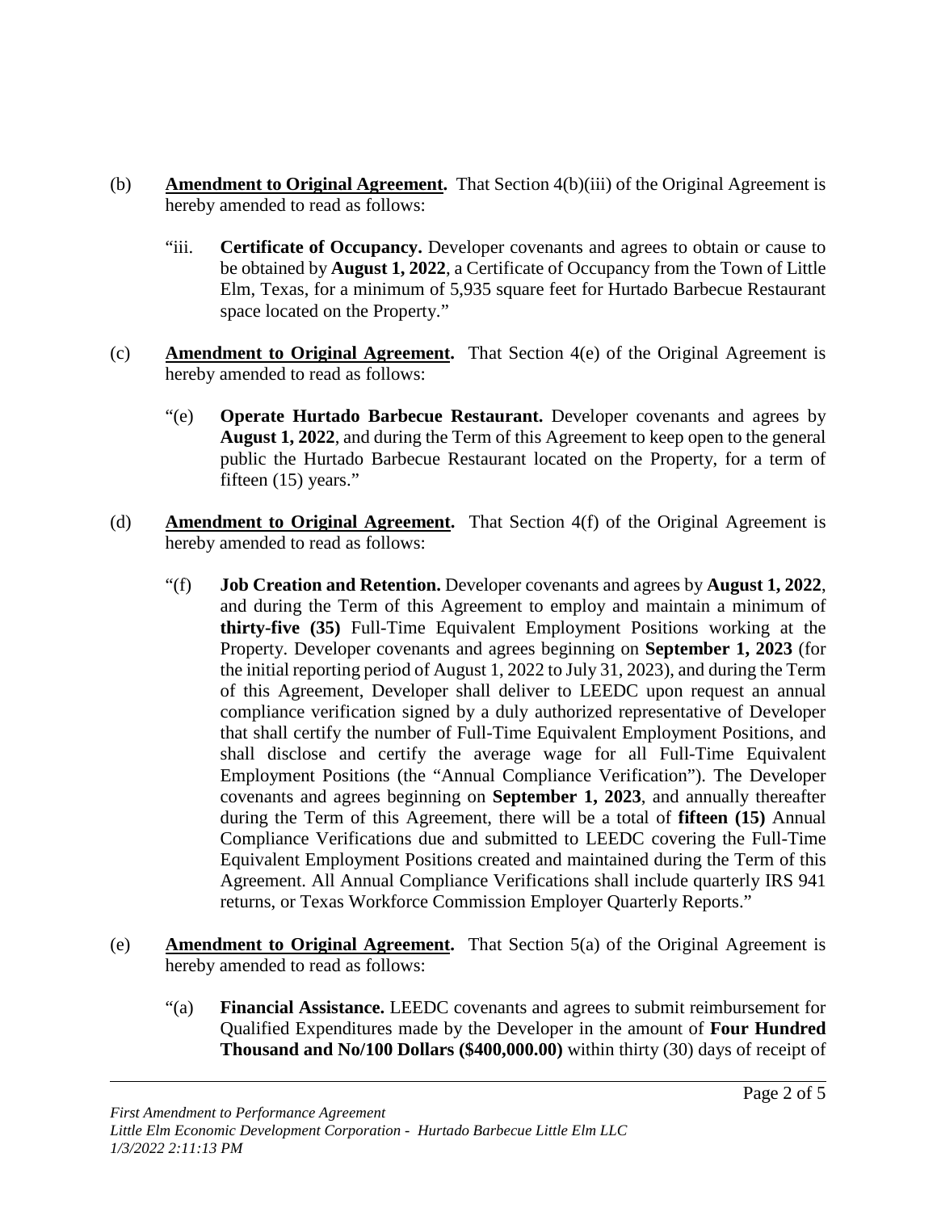(b) **Amendment to Original Agreement.** That Section 4(b)(iii) of the Original Agreement is hereby amended to read as follows:

> "iii. **Certificate of Occupancy.** Developer covenants and agrees to obtain or cause to be obtained by **August 1, 2022**, a Certificate of Occupancy from the Town of Little Elm, Texas, for a minimum of 5,935 square feet for Hurtado Barbecue Restaurant space located on the Property."

(c) **Amendment to Original Agreement.** That Section 4(e) of the Original Agreement is hereby amended to read as follows:

> "(e) **Operate Hurtado Barbecue Restaurant.** Developer covenants and agrees by **August 1, 2022**, and during the Term of this Agreement to keep open to the general public the Hurtado Barbecue Restaurant located on the Property, for a term of fifteen (15) years."

(d) **Amendment to Original Agreement.** That Section 4(f) of the Original Agreement is hereby amended to read as follows:

> "(f) **Job Creation and Retention.** Developer covenants and agrees by **August 1, 2022**, and during the Term of this Agreement to employ and maintain a minimum of **thirty-five (35)** Full-Time Equivalent Employment Positions working at the Property. Developer covenants and agrees beginning on **September 1, 2023** (for the initial reporting period of August 1, 2022 to July 31, 2023), and during the Term of this Agreement, Developer shall deliver to LEEDC upon request an annual compliance verification signed by a duly authorized representative of Developer that shall certify the number of Full-Time Equivalent Employment Positions, and shall disclose and certify the average wage for all Full-Time Equivalent Employment Positions (the "Annual Compliance Verification"). The Developer covenants and agrees beginning on **September 1, 2023**, and annually thereafter during the Term of this Agreement, there will be a total of **fifteen (15)** Annual Compliance Verifications due and submitted to LEEDC covering the Full-Time Equivalent Employment Positions created and maintained during the Term of this Agreement. All Annual Compliance Verifications shall include quarterly IRS 941 returns, or Texas Workforce Commission Employer Quarterly Reports."

(e) **Amendment to Original Agreement.** That Section 5(a) of the Original Agreement is hereby amended to read as follows:

> "(a) **Financial Assistance.** LEEDC covenants and agrees to submit reimbursement for Qualified Expenditures made by the Developer in the amount of **Four Hundred Thousand and No/100 Dollars ($400,000.00)** within thirty (30) days of receipt of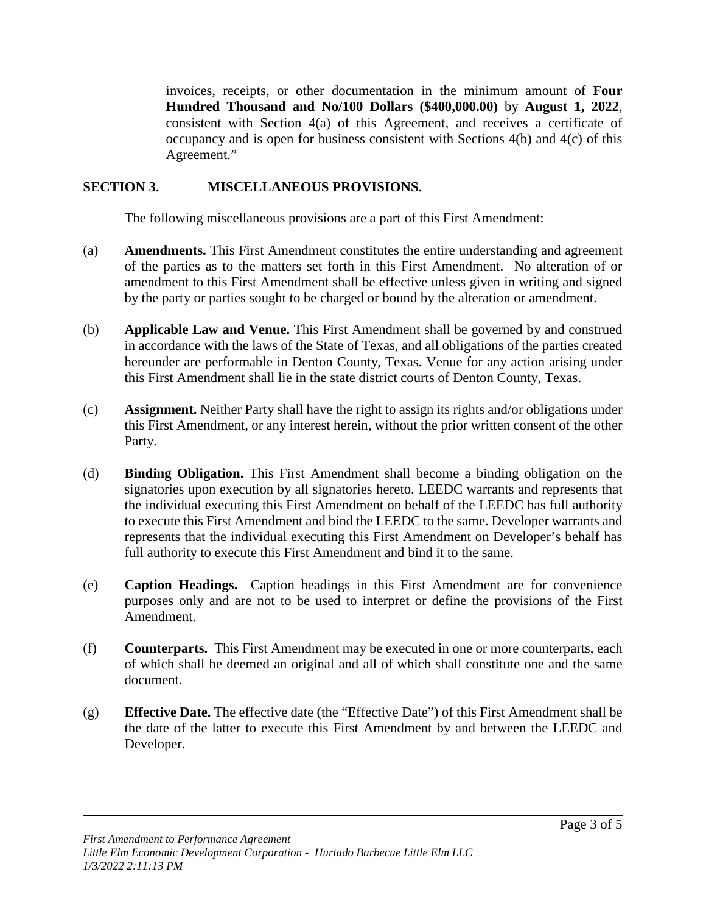invoices, receipts, or other documentation in the minimum amount of **Four Hundred Thousand and No/100 Dollars ($400,000.00)** by **August 1, 2022**, consistent with Section 4(a) of this Agreement, and receives a certificate of occupancy and is open for business consistent with Sections 4(b) and 4(c) of this Agreement."

## SECTION 3. MISCELLANEOUS PROVISIONS.

The following miscellaneous provisions are a part of this First Amendment:

(a) **Amendments.** This First Amendment constitutes the entire understanding and agreement of the parties as to the matters set forth in this First Amendment. No alteration of or amendment to this First Amendment shall be effective unless given in writing and signed by the party or parties sought to be charged or bound by the alteration or amendment.

(b) **Applicable Law and Venue.** This First Amendment shall be governed by and construed in accordance with the laws of the State of Texas, and all obligations of the parties created hereunder are performable in Denton County, Texas. Venue for any action arising under this First Amendment shall lie in the state district courts of Denton County, Texas.

(c) **Assignment.** Neither Party shall have the right to assign its rights and/or obligations under this First Amendment, or any interest herein, without the prior written consent of the other Party.

(d) **Binding Obligation.** This First Amendment shall become a binding obligation on the signatories upon execution by all signatories hereto. LEEDC warrants and represents that the individual executing this First Amendment on behalf of the LEEDC has full authority to execute this First Amendment and bind the LEEDC to the same. Developer warrants and represents that the individual executing this First Amendment on Developer's behalf has full authority to execute this First Amendment and bind it to the same.

(e) **Caption Headings.** Caption headings in this First Amendment are for convenience purposes only and are not to be used to interpret or define the provisions of the First Amendment.

(f) **Counterparts.** This First Amendment may be executed in one or more counterparts, each of which shall be deemed an original and all of which shall constitute one and the same document.

(g) **Effective Date.** The effective date (the "Effective Date") of this First Amendment shall be the date of the latter to execute this First Amendment by and between the LEEDC and Developer.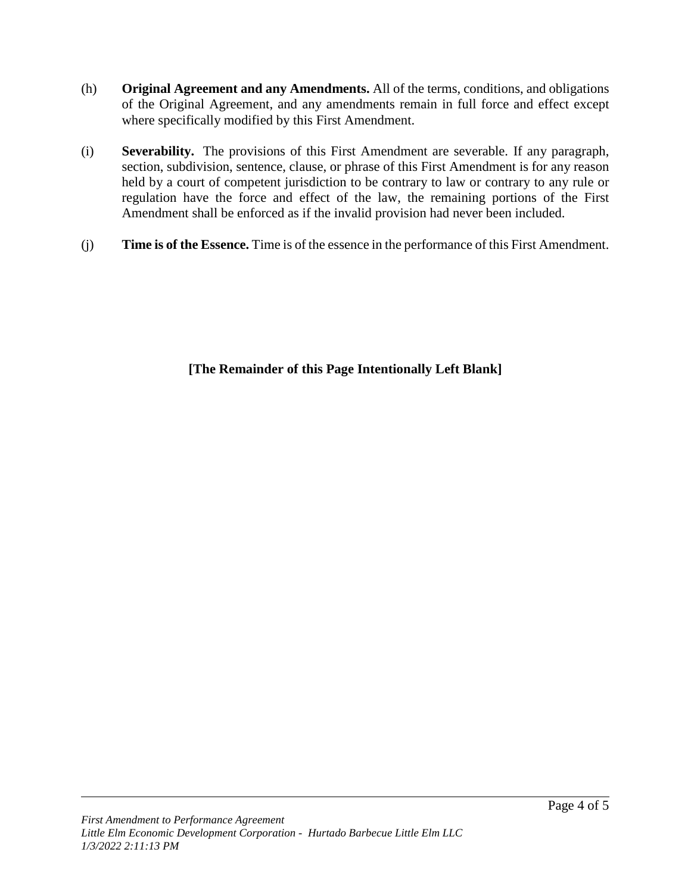(h) **Original Agreement and any Amendments.** All of the terms, conditions, and obligations of the Original Agreement, and any amendments remain in full force and effect except where specifically modified by this First Amendment.

(i) **Severability.** The provisions of this First Amendment are severable. If any paragraph, section, subdivision, sentence, clause, or phrase of this First Amendment is for any reason held by a court of competent jurisdiction to be contrary to law or contrary to any rule or regulation have the force and effect of the law, the remaining portions of the First Amendment shall be enforced as if the invalid provision had never been included.

(j) **Time is of the Essence.** Time is of the essence in the performance of this First Amendment.

**[The Remainder of this Page Intentionally Left Blank]**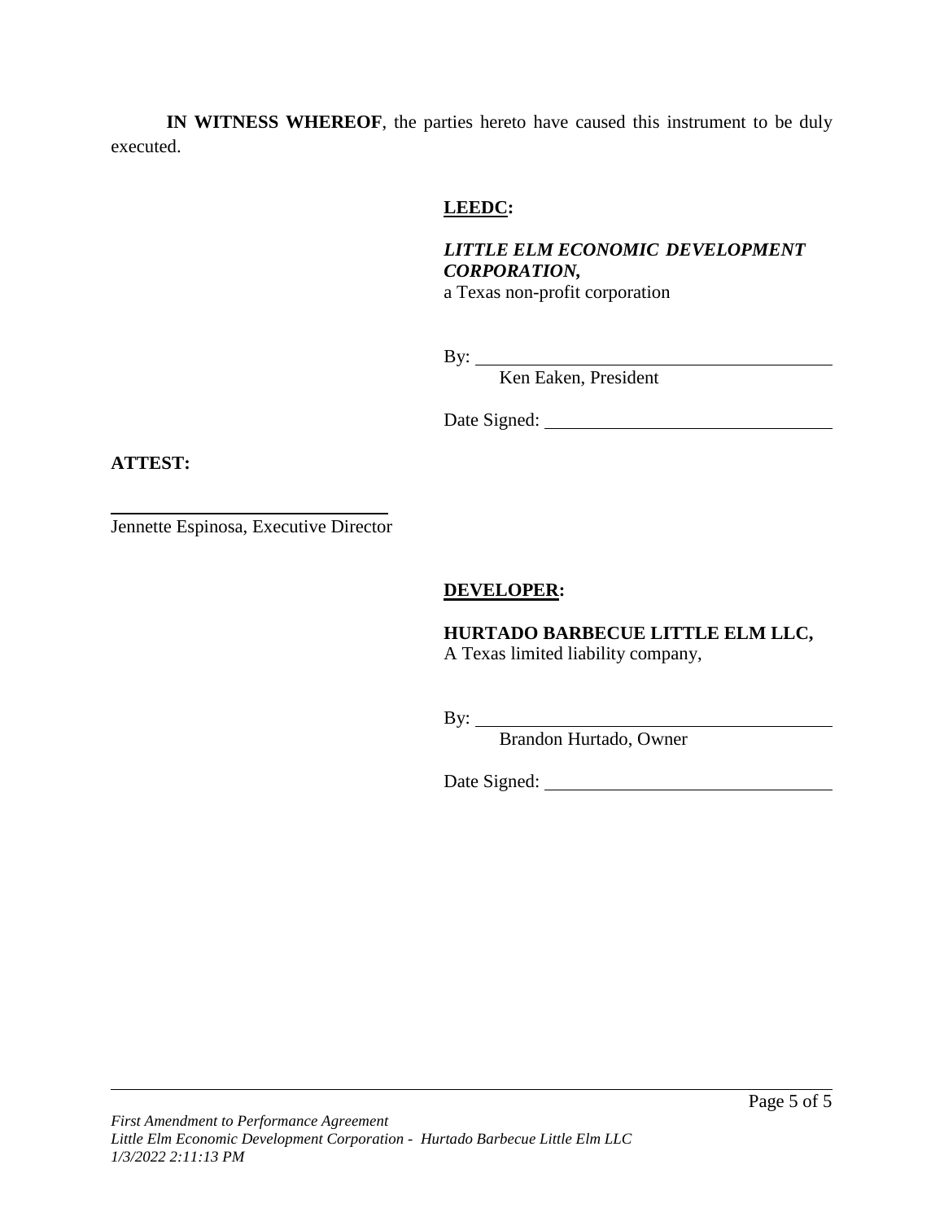**IN WITNESS WHEREOF**, the parties hereto have caused this instrument to be duly executed.

**LEEDC:**

***LITTLE ELM ECONOMIC DEVELOPMENT CORPORATION,***
a Texas non-profit corporation

By: ______________________________
Ken Eaken, President

Date Signed: ______________________

**ATTEST:**

______________________________
Jennette Espinosa, Executive Director

**DEVELOPER:**

**HURTADO BARBECUE LITTLE ELM LLC,**
A Texas limited liability company,

By: ______________________________
Brandon Hurtado, Owner

Date Signed: ______________________